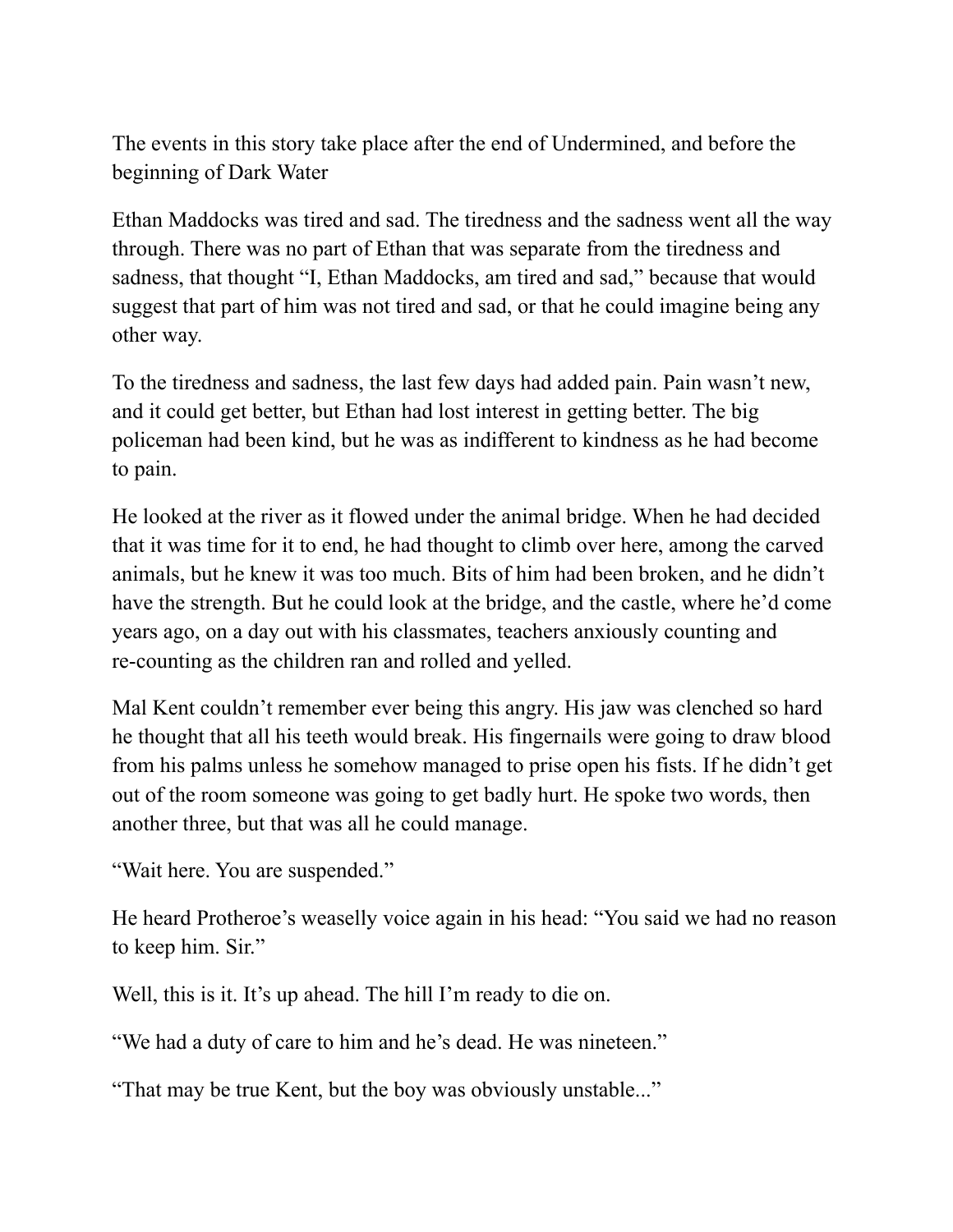The events in this story take place after the end of Undermined, and before the beginning of Dark Water

Ethan Maddocks was tired and sad. The tiredness and the sadness went all the way through. There was no part of Ethan that was separate from the tiredness and sadness, that thought "I, Ethan Maddocks, am tired and sad," because that would suggest that part of him was not tired and sad, or that he could imagine being any other way.

To the tiredness and sadness, the last few days had added pain. Pain wasn't new, and it could get better, but Ethan had lost interest in getting better. The big policeman had been kind, but he was as indifferent to kindness as he had become to pain.

He looked at the river as it flowed under the animal bridge. When he had decided that it was time for it to end, he had thought to climb over here, among the carved animals, but he knew it was too much. Bits of him had been broken, and he didn't have the strength. But he could look at the bridge, and the castle, where he'd come years ago, on a day out with his classmates, teachers anxiously counting and re-counting as the children ran and rolled and yelled.

Mal Kent couldn't remember ever being this angry. His jaw was clenched so hard he thought that all his teeth would break. His fingernails were going to draw blood from his palms unless he somehow managed to prise open his fists. If he didn't get out of the room someone was going to get badly hurt. He spoke two words, then another three, but that was all he could manage.

"Wait here. You are suspended."

He heard Protheroe's weaselly voice again in his head: "You said we had no reason to keep him. Sir."

Well, this is it. It's up ahead. The hill I'm ready to die on.

"We had a duty of care to him and he's dead. He was nineteen."

"That may be true Kent, but the boy was obviously unstable..."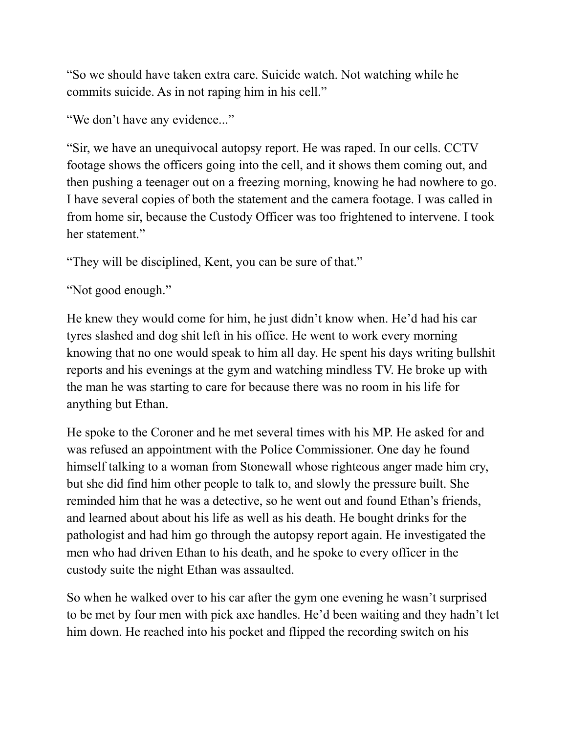"So we should have taken extra care. Suicide watch. Not watching while he commits suicide. As in not raping him in his cell."

"We don't have any evidence..."

"Sir, we have an unequivocal autopsy report. He was raped. In our cells. CCTV footage shows the officers going into the cell, and it shows them coming out, and then pushing a teenager out on a freezing morning, knowing he had nowhere to go. I have several copies of both the statement and the camera footage. I was called in from home sir, because the Custody Officer was too frightened to intervene. I took her statement."

"They will be disciplined, Kent, you can be sure of that."

"Not good enough."

He knew they would come for him, he just didn't know when. He'd had his car tyres slashed and dog shit left in his office. He went to work every morning knowing that no one would speak to him all day. He spent his days writing bullshit reports and his evenings at the gym and watching mindless TV. He broke up with the man he was starting to care for because there was no room in his life for anything but Ethan.

He spoke to the Coroner and he met several times with his MP. He asked for and was refused an appointment with the Police Commissioner. One day he found himself talking to a woman from Stonewall whose righteous anger made him cry, but she did find him other people to talk to, and slowly the pressure built. She reminded him that he was a detective, so he went out and found Ethan's friends, and learned about about his life as well as his death. He bought drinks for the pathologist and had him go through the autopsy report again. He investigated the men who had driven Ethan to his death, and he spoke to every officer in the custody suite the night Ethan was assaulted.

So when he walked over to his car after the gym one evening he wasn't surprised to be met by four men with pick axe handles. He'd been waiting and they hadn't let him down. He reached into his pocket and flipped the recording switch on his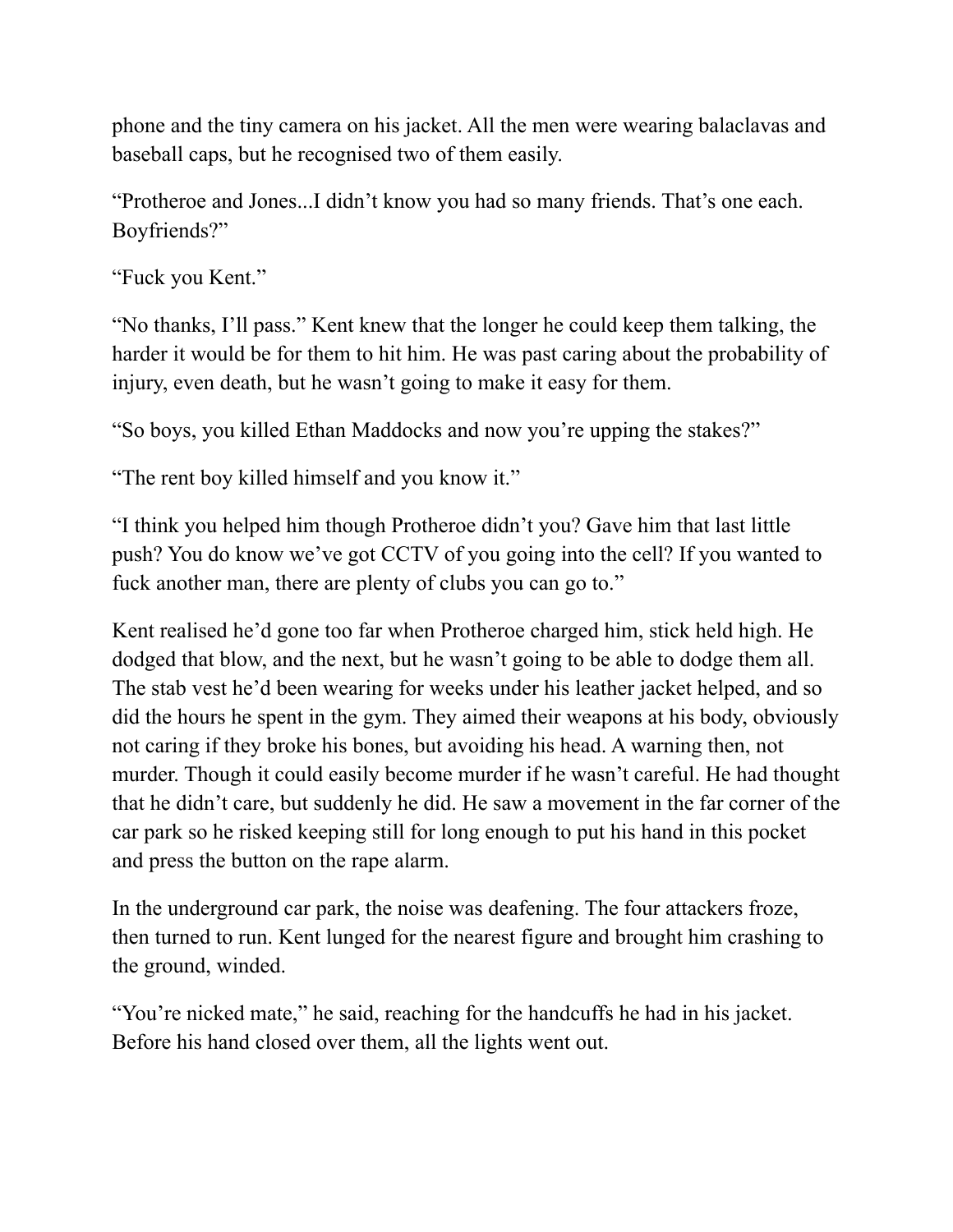phone and the tiny camera on his jacket. All the men were wearing balaclavas and baseball caps, but he recognised two of them easily.

"Protheroe and Jones...I didn't know you had so many friends. That's one each. Boyfriends?"

"Fuck you Kent."

"No thanks, I'll pass." Kent knew that the longer he could keep them talking, the harder it would be for them to hit him. He was past caring about the probability of injury, even death, but he wasn't going to make it easy for them.

"So boys, you killed Ethan Maddocks and now you're upping the stakes?"

"The rent boy killed himself and you know it."

"I think you helped him though Protheroe didn't you? Gave him that last little push? You do know we've got CCTV of you going into the cell? If you wanted to fuck another man, there are plenty of clubs you can go to."

Kent realised he'd gone too far when Protheroe charged him, stick held high. He dodged that blow, and the next, but he wasn't going to be able to dodge them all. The stab vest he'd been wearing for weeks under his leather jacket helped, and so did the hours he spent in the gym. They aimed their weapons at his body, obviously not caring if they broke his bones, but avoiding his head. A warning then, not murder. Though it could easily become murder if he wasn't careful. He had thought that he didn't care, but suddenly he did. He saw a movement in the far corner of the car park so he risked keeping still for long enough to put his hand in this pocket and press the button on the rape alarm.

In the underground car park, the noise was deafening. The four attackers froze, then turned to run. Kent lunged for the nearest figure and brought him crashing to the ground, winded.

"You're nicked mate," he said, reaching for the handcuffs he had in his jacket. Before his hand closed over them, all the lights went out.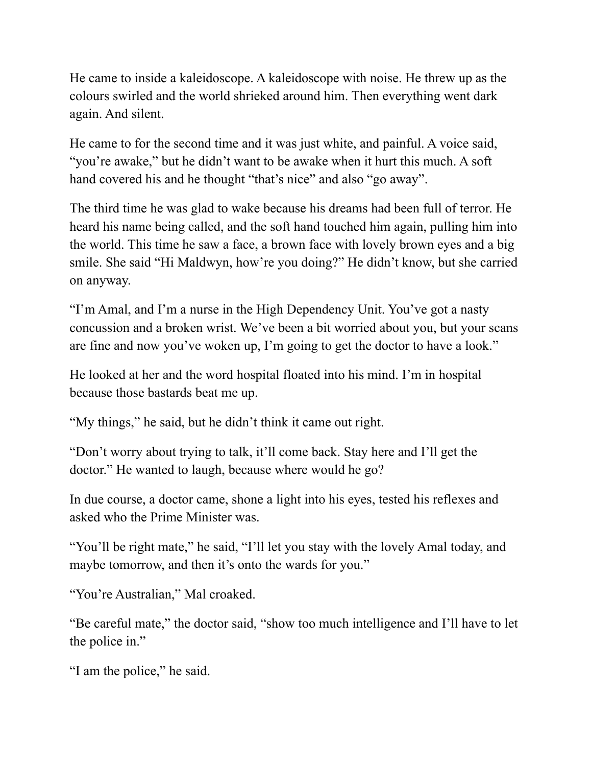He came to inside a kaleidoscope. A kaleidoscope with noise. He threw up as the colours swirled and the world shrieked around him. Then everything went dark again. And silent.

He came to for the second time and it was just white, and painful. A voice said, "you're awake," but he didn't want to be awake when it hurt this much. A soft hand covered his and he thought "that's nice" and also "go away".

The third time he was glad to wake because his dreams had been full of terror. He heard his name being called, and the soft hand touched him again, pulling him into the world. This time he saw a face, a brown face with lovely brown eyes and a big smile. She said "Hi Maldwyn, how're you doing?" He didn't know, but she carried on anyway.

"I'm Amal, and I'm a nurse in the High Dependency Unit. You've got a nasty concussion and a broken wrist. We've been a bit worried about you, but your scans are fine and now you've woken up, I'm going to get the doctor to have a look."

He looked at her and the word hospital floated into his mind. I'm in hospital because those bastards beat me up.

"My things," he said, but he didn't think it came out right.

"Don't worry about trying to talk, it'll come back. Stay here and I'll get the doctor." He wanted to laugh, because where would he go?

In due course, a doctor came, shone a light into his eyes, tested his reflexes and asked who the Prime Minister was.

"You'll be right mate," he said, "I'll let you stay with the lovely Amal today, and maybe tomorrow, and then it's onto the wards for you."

"You're Australian," Mal croaked.

"Be careful mate," the doctor said, "show too much intelligence and I'll have to let the police in."

"I am the police," he said.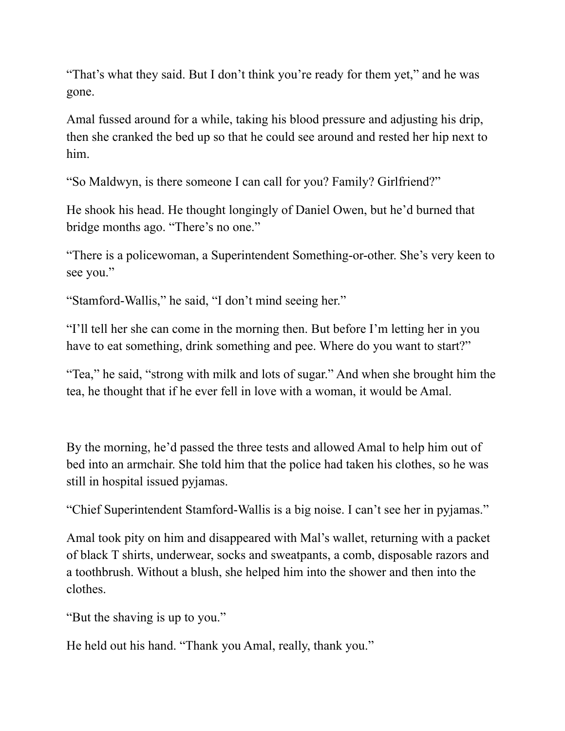"That's what they said. But I don't think you're ready for them yet," and he was gone.

Amal fussed around for a while, taking his blood pressure and adjusting his drip, then she cranked the bed up so that he could see around and rested her hip next to him.

"So Maldwyn, is there someone I can call for you? Family? Girlfriend?"

He shook his head. He thought longingly of Daniel Owen, but he'd burned that bridge months ago. "There's no one."

"There is a policewoman, a Superintendent Something-or-other. She's very keen to see you."

"Stamford-Wallis," he said, "I don't mind seeing her."

"I'll tell her she can come in the morning then. But before I'm letting her in you have to eat something, drink something and pee. Where do you want to start?"

"Tea," he said, "strong with milk and lots of sugar." And when she brought him the tea, he thought that if he ever fell in love with a woman, it would be Amal.

By the morning, he'd passed the three tests and allowed Amal to help him out of bed into an armchair. She told him that the police had taken his clothes, so he was still in hospital issued pyjamas.

"Chief Superintendent Stamford-Wallis is a big noise. I can't see her in pyjamas."

Amal took pity on him and disappeared with Mal's wallet, returning with a packet of black T shirts, underwear, socks and sweatpants, a comb, disposable razors and a toothbrush. Without a blush, she helped him into the shower and then into the clothes.

"But the shaving is up to you."

He held out his hand. "Thank you Amal, really, thank you."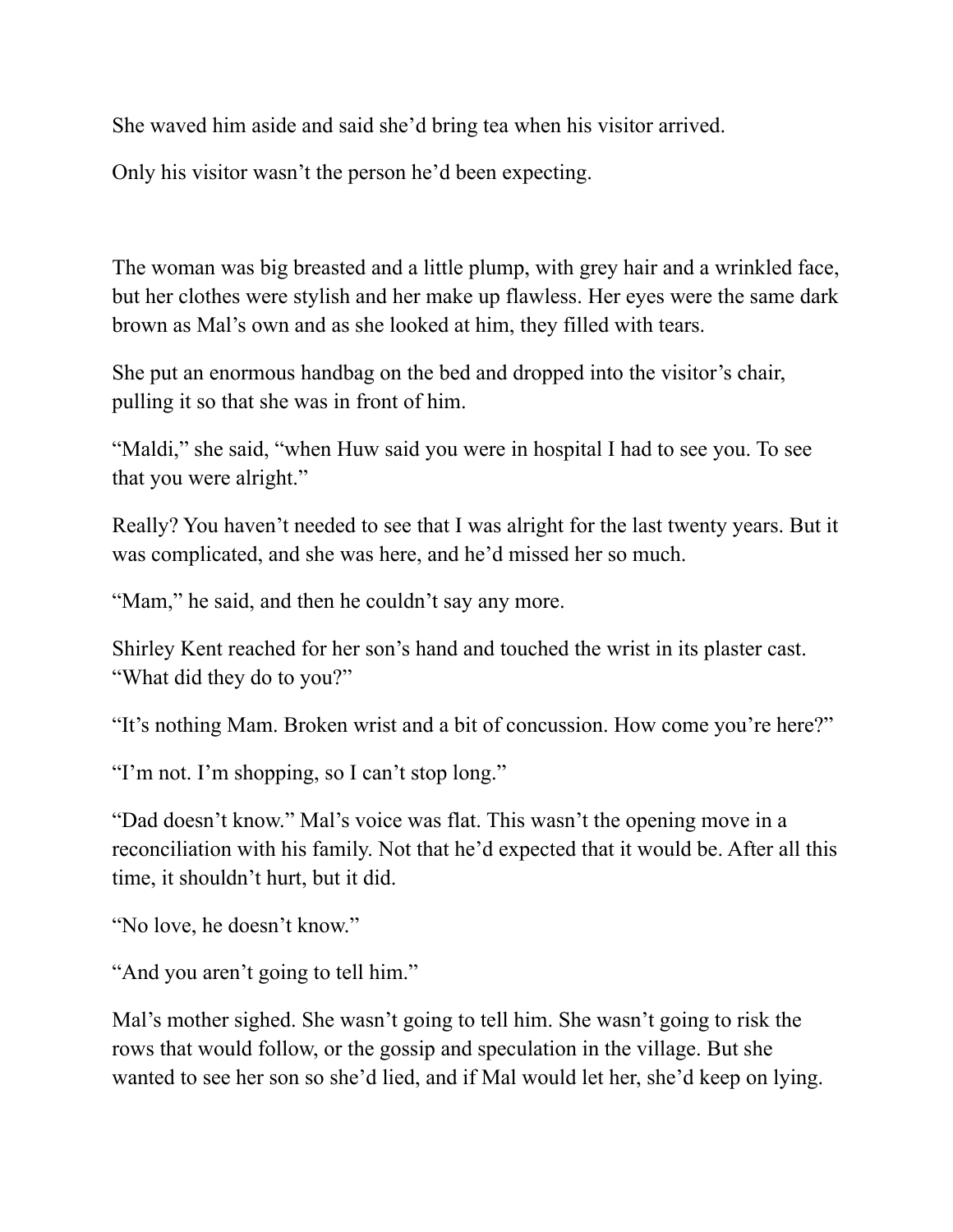She waved him aside and said she'd bring tea when his visitor arrived.

Only his visitor wasn't the person he'd been expecting.

The woman was big breasted and a little plump, with grey hair and a wrinkled face, but her clothes were stylish and her make up flawless. Her eyes were the same dark brown as Mal's own and as she looked at him, they filled with tears.

She put an enormous handbag on the bed and dropped into the visitor's chair, pulling it so that she was in front of him.

"Maldi," she said, "when Huw said you were in hospital I had to see you. To see that you were alright."

Really? You haven't needed to see that I was alright for the last twenty years. But it was complicated, and she was here, and he'd missed her so much.

"Mam," he said, and then he couldn't say any more.

Shirley Kent reached for her son's hand and touched the wrist in its plaster cast. "What did they do to you?"

"It's nothing Mam. Broken wrist and a bit of concussion. How come you're here?"

"I'm not. I'm shopping, so I can't stop long."

"Dad doesn't know." Mal's voice was flat. This wasn't the opening move in a reconciliation with his family. Not that he'd expected that it would be. After all this time, it shouldn't hurt, but it did.

"No love, he doesn't know."

"And you aren't going to tell him."

Mal's mother sighed. She wasn't going to tell him. She wasn't going to risk the rows that would follow, or the gossip and speculation in the village. But she wanted to see her son so she'd lied, and if Mal would let her, she'd keep on lying.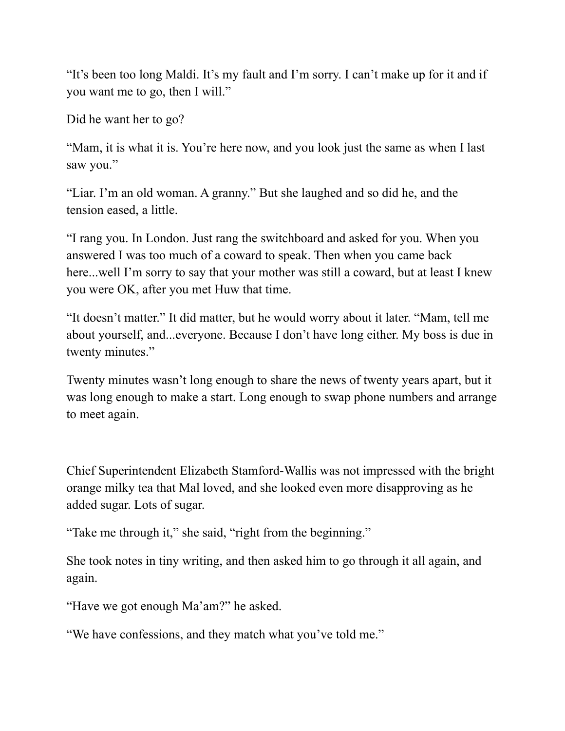"It's been too long Maldi. It's my fault and I'm sorry. I can't make up for it and if you want me to go, then I will."

Did he want her to go?

"Mam, it is what it is. You're here now, and you look just the same as when I last saw you."

"Liar. I'm an old woman. A granny." But she laughed and so did he, and the tension eased, a little.

"I rang you. In London. Just rang the switchboard and asked for you. When you answered I was too much of a coward to speak. Then when you came back here...well I'm sorry to say that your mother was still a coward, but at least I knew you were OK, after you met Huw that time.

"It doesn't matter." It did matter, but he would worry about it later. "Mam, tell me about yourself, and...everyone. Because I don't have long either. My boss is due in twenty minutes."

Twenty minutes wasn't long enough to share the news of twenty years apart, but it was long enough to make a start. Long enough to swap phone numbers and arrange to meet again.

Chief Superintendent Elizabeth Stamford-Wallis was not impressed with the bright orange milky tea that Mal loved, and she looked even more disapproving as he added sugar. Lots of sugar.

"Take me through it," she said, "right from the beginning."

She took notes in tiny writing, and then asked him to go through it all again, and again.

"Have we got enough Ma'am?" he asked.

"We have confessions, and they match what you've told me."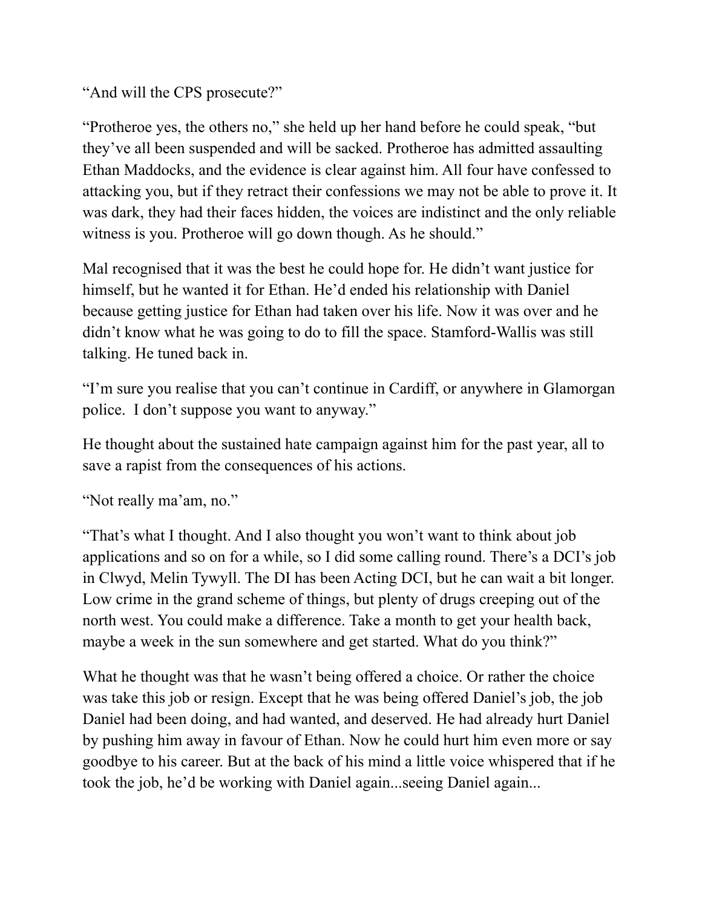"And will the CPS prosecute?"

"Protheroe yes, the others no," she held up her hand before he could speak, "but they've all been suspended and will be sacked. Protheroe has admitted assaulting Ethan Maddocks, and the evidence is clear against him. All four have confessed to attacking you, but if they retract their confessions we may not be able to prove it. It was dark, they had their faces hidden, the voices are indistinct and the only reliable witness is you. Protheroe will go down though. As he should."

Mal recognised that it was the best he could hope for. He didn't want justice for himself, but he wanted it for Ethan. He'd ended his relationship with Daniel because getting justice for Ethan had taken over his life. Now it was over and he didn't know what he was going to do to fill the space. Stamford-Wallis was still talking. He tuned back in.

"I'm sure you realise that you can't continue in Cardiff, or anywhere in Glamorgan police.  I don't suppose you want to anyway."

He thought about the sustained hate campaign against him for the past year, all to save a rapist from the consequences of his actions.

"Not really ma'am, no."

"That's what I thought. And I also thought you won't want to think about job applications and so on for a while, so I did some calling round. There's a DCI's job in Clwyd, Melin Tywyll. The DI has been Acting DCI, but he can wait a bit longer. Low crime in the grand scheme of things, but plenty of drugs creeping out of the north west. You could make a difference. Take a month to get your health back, maybe a week in the sun somewhere and get started. What do you think?"

What he thought was that he wasn't being offered a choice. Or rather the choice was take this job or resign. Except that he was being offered Daniel's job, the job Daniel had been doing, and had wanted, and deserved. He had already hurt Daniel by pushing him away in favour of Ethan. Now he could hurt him even more or say goodbye to his career. But at the back of his mind a little voice whispered that if he took the job, he'd be working with Daniel again...seeing Daniel again...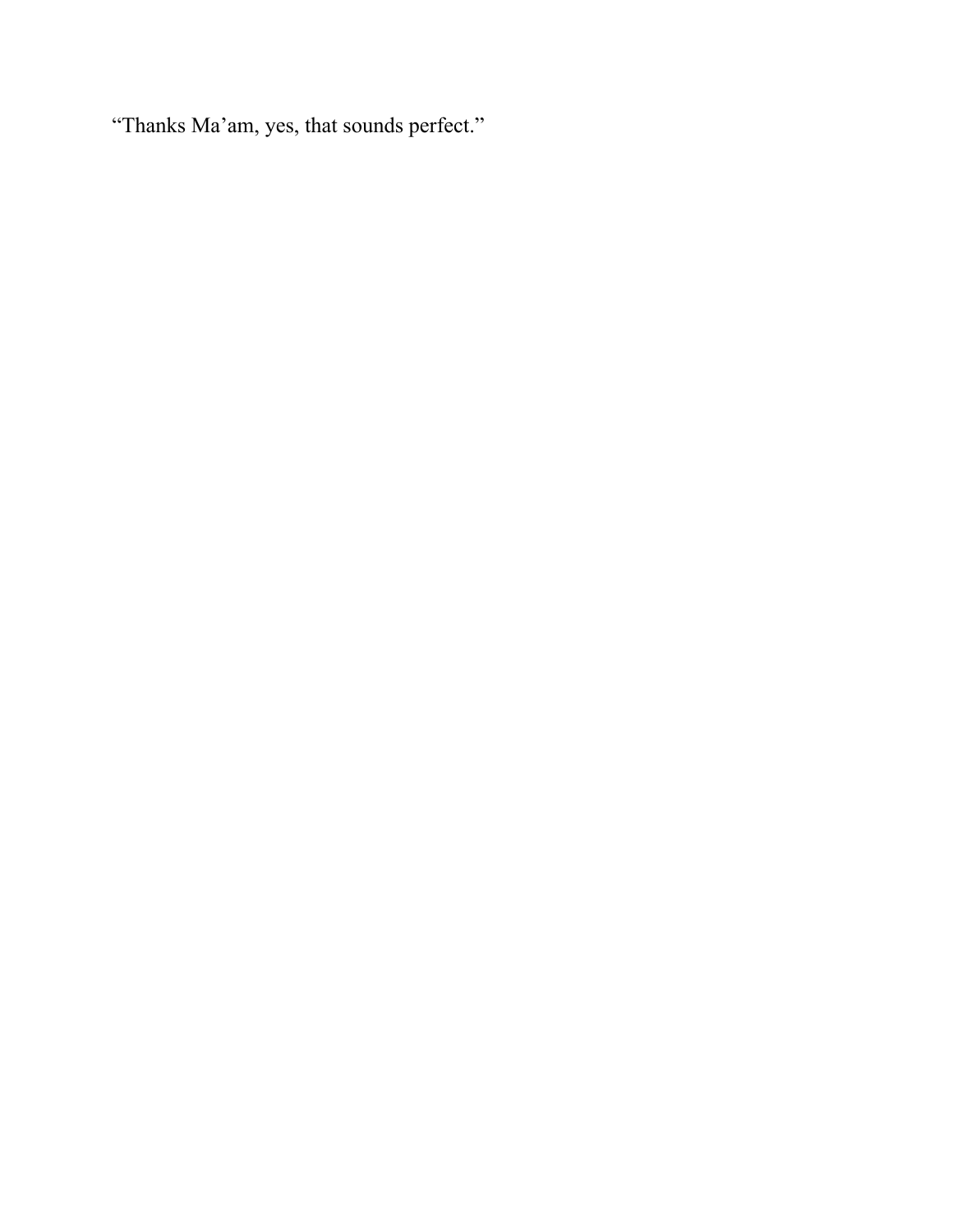“Thanks Ma’am, yes, that sounds perfect.”